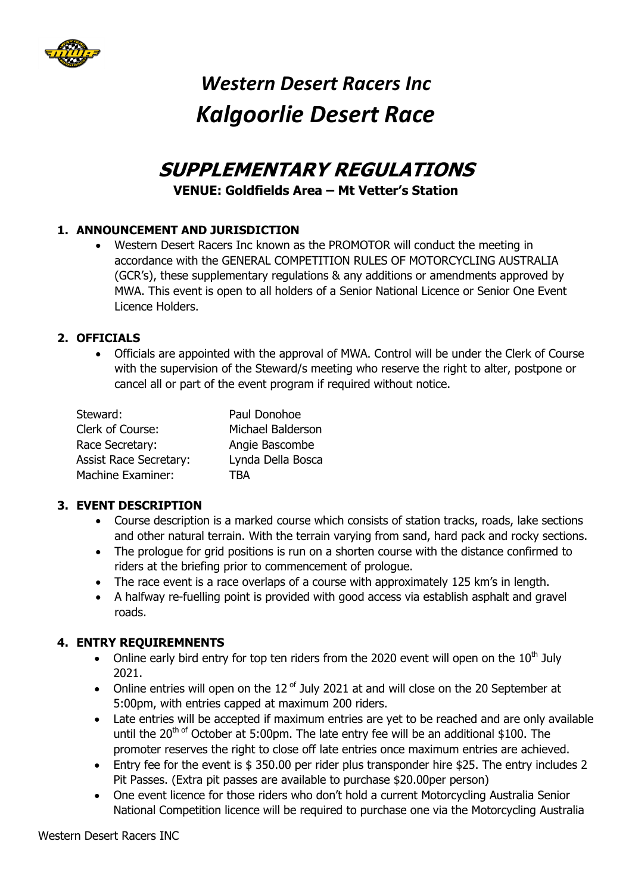# *Western Desert Racers Inc*
# *Kalgoorlie Desert Race*

## SUPPLEMENTARY REGULATIONS

**VENUE: Goldfields Area – Mt Vetter's Station**

### 1. ANNOUNCEMENT AND JURISDICTION

- Western Desert Racers Inc known as the PROMOTOR will conduct the meeting in accordance with the GENERAL COMPETITION RULES OF MOTORCYCLING AUSTRALIA (GCR's), these supplementary regulations & any additions or amendments approved by MWA. This event is open to all holders of a Senior National Licence or Senior One Event Licence Holders.

### 2. OFFICIALS

- Officials are appointed with the approval of MWA. Control will be under the Clerk of Course with the supervision of the Steward/s meeting who reserve the right to alter, postpone or cancel all or part of the event program if required without notice.

| | |
|---|---|
| Steward: | Paul Donohoe |
| Clerk of Course: | Michael Balderson |
| Race Secretary: | Angie Bascombe |
| Assist Race Secretary: | Lynda Della Bosca |
| Machine Examiner: | TBA |

### 3. EVENT DESCRIPTION

- Course description is a marked course which consists of station tracks, roads, lake sections and other natural terrain. With the terrain varying from sand, hard pack and rocky sections.
- The prologue for grid positions is run on a shorten course with the distance confirmed to riders at the briefing prior to commencement of prologue.
- The race event is a race overlaps of a course with approximately 125 km's in length.
- A halfway re-fuelling point is provided with good access via establish asphalt and gravel roads.

### 4. ENTRY REQUIREMNENTS

- Online early bird entry for top ten riders from the 2020 event will open on the 10th July 2021.
- Online entries will open on the 12 of July 2021 at and will close on the 20 September at 5:00pm, with entries capped at maximum 200 riders.
- Late entries will be accepted if maximum entries are yet to be reached and are only available until the 20th of October at 5:00pm. The late entry fee will be an additional $100. The promoter reserves the right to close off late entries once maximum entries are achieved.
- Entry fee for the event is $ 350.00 per rider plus transponder hire $25. The entry includes 2 Pit Passes. (Extra pit passes are available to purchase $20.00per person)
- One event licence for those riders who don't hold a current Motorcycling Australia Senior National Competition licence will be required to purchase one via the Motorcycling Australia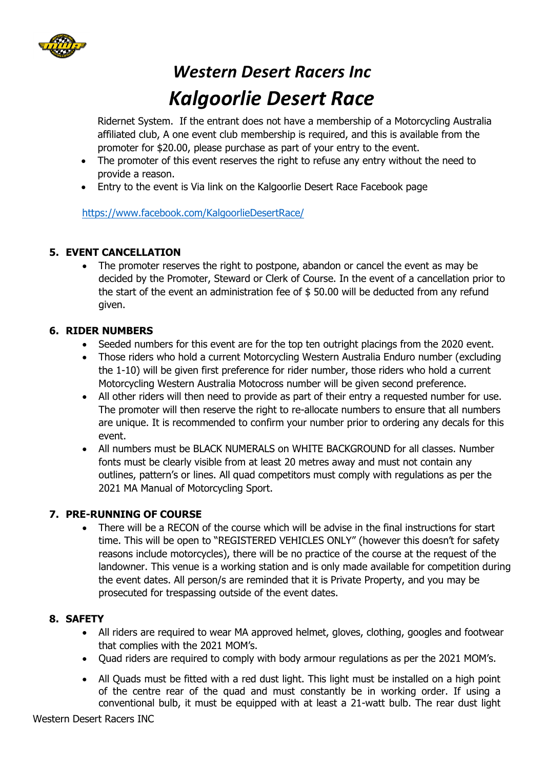Ridernet System. If the entrant does not have a membership of a Motorcycling Australia affiliated club, A one event club membership is required, and this is available from the promoter for $20.00, please purchase as part of your entry to the event.

- The promoter of this event reserves the right to refuse any entry without the need to provide a reason.
- Entry to the event is Via link on the Kalgoorlie Desert Race Facebook page

https://www.facebook.com/KalgoorlieDesertRace/

## 5. EVENT CANCELLATION

- The promoter reserves the right to postpone, abandon or cancel the event as may be decided by the Promoter, Steward or Clerk of Course. In the event of a cancellation prior to the start of the event an administration fee of $ 50.00 will be deducted from any refund given.

## 6. RIDER NUMBERS

- Seeded numbers for this event are for the top ten outright placings from the 2020 event.
- Those riders who hold a current Motorcycling Western Australia Enduro number (excluding the 1-10) will be given first preference for rider number, those riders who hold a current Motorcycling Western Australia Motocross number will be given second preference.
- All other riders will then need to provide as part of their entry a requested number for use. The promoter will then reserve the right to re-allocate numbers to ensure that all numbers are unique. It is recommended to confirm your number prior to ordering any decals for this event.
- All numbers must be BLACK NUMERALS on WHITE BACKGROUND for all classes. Number fonts must be clearly visible from at least 20 metres away and must not contain any outlines, pattern's or lines. All quad competitors must comply with regulations as per the 2021 MA Manual of Motorcycling Sport.

## 7. PRE-RUNNING OF COURSE

- There will be a RECON of the course which will be advise in the final instructions for start time. This will be open to "REGISTERED VEHICLES ONLY" (however this doesn't for safety reasons include motorcycles), there will be no practice of the course at the request of the landowner. This venue is a working station and is only made available for competition during the event dates. All person/s are reminded that it is Private Property, and you may be prosecuted for trespassing outside of the event dates.

## 8. SAFETY

- All riders are required to wear MA approved helmet, gloves, clothing, googles and footwear that complies with the 2021 MOM's.
- Quad riders are required to comply with body armour regulations as per the 2021 MOM's.
- All Quads must be fitted with a red dust light. This light must be installed on a high point of the centre rear of the quad and must constantly be in working order. If using a conventional bulb, it must be equipped with at least a 21-watt bulb. The rear dust light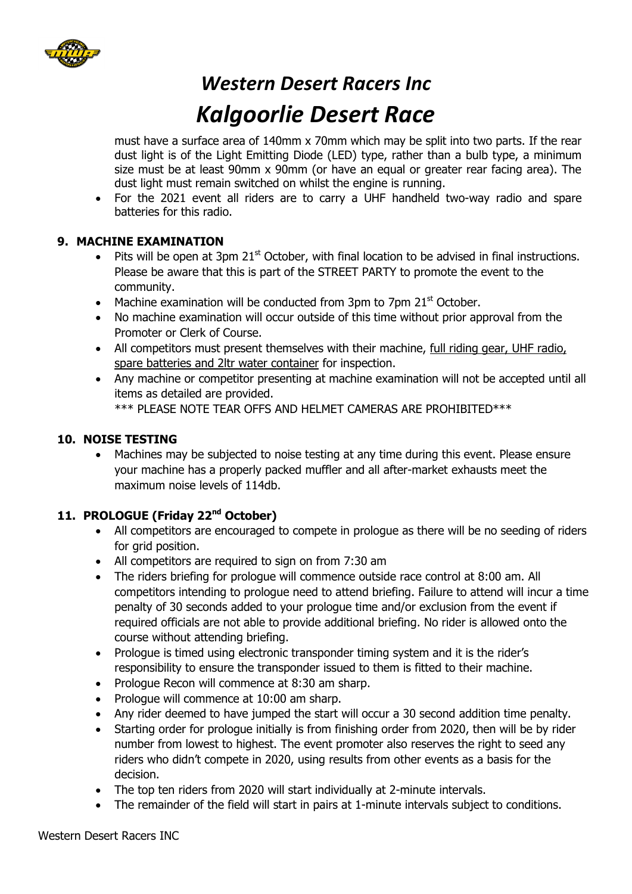must have a surface area of 140mm x 70mm which may be split into two parts. If the rear dust light is of the Light Emitting Diode (LED) type, rather than a bulb type, a minimum size must be at least 90mm x 90mm (or have an equal or greater rear facing area). The dust light must remain switched on whilst the engine is running.

- For the 2021 event all riders are to carry a UHF handheld two-way radio and spare batteries for this radio.

## 9. MACHINE EXAMINATION

- Pits will be open at 3pm 21st October, with final location to be advised in final instructions. Please be aware that this is part of the STREET PARTY to promote the event to the community.
- Machine examination will be conducted from 3pm to 7pm 21st October.
- No machine examination will occur outside of this time without prior approval from the Promoter or Clerk of Course.
- All competitors must present themselves with their machine, <u>full riding gear, UHF radio, spare batteries and 2ltr water container</u> for inspection.
- Any machine or competitor presenting at machine examination will not be accepted until all items as detailed are provided.
  *** PLEASE NOTE TEAR OFFS AND HELMET CAMERAS ARE PROHIBITED***

## 10. NOISE TESTING

- Machines may be subjected to noise testing at any time during this event. Please ensure your machine has a properly packed muffler and all after-market exhausts meet the maximum noise levels of 114db.

## 11. PROLOGUE (Friday 22nd October)

- All competitors are encouraged to compete in prologue as there will be no seeding of riders for grid position.
- All competitors are required to sign on from 7:30 am
- The riders briefing for prologue will commence outside race control at 8:00 am. All competitors intending to prologue need to attend briefing. Failure to attend will incur a time penalty of 30 seconds added to your prologue time and/or exclusion from the event if required officials are not able to provide additional briefing. No rider is allowed onto the course without attending briefing.
- Prologue is timed using electronic transponder timing system and it is the rider's responsibility to ensure the transponder issued to them is fitted to their machine.
- Prologue Recon will commence at 8:30 am sharp.
- Prologue will commence at 10:00 am sharp.
- Any rider deemed to have jumped the start will occur a 30 second addition time penalty.
- Starting order for prologue initially is from finishing order from 2020, then will be by rider number from lowest to highest. The event promoter also reserves the right to seed any riders who didn't compete in 2020, using results from other events as a basis for the decision.
- The top ten riders from 2020 will start individually at 2-minute intervals.
- The remainder of the field will start in pairs at 1-minute intervals subject to conditions.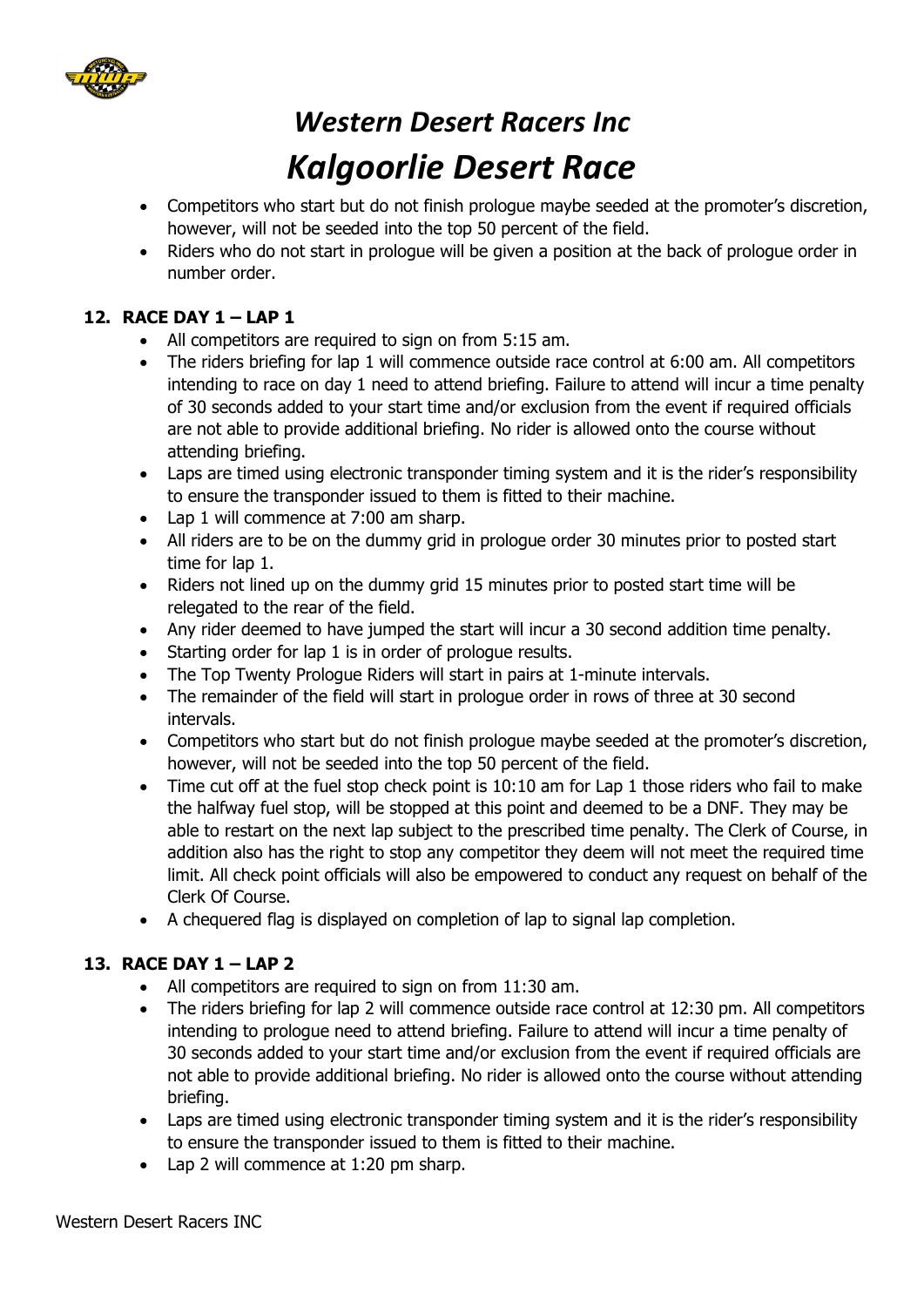- Competitors who start but do not finish prologue maybe seeded at the promoter's discretion, however, will not be seeded into the top 50 percent of the field.
- Riders who do not start in prologue will be given a position at the back of prologue order in number order.

## 12. RACE DAY 1 – LAP 1

- All competitors are required to sign on from 5:15 am.
- The riders briefing for lap 1 will commence outside race control at 6:00 am. All competitors intending to race on day 1 need to attend briefing. Failure to attend will incur a time penalty of 30 seconds added to your start time and/or exclusion from the event if required officials are not able to provide additional briefing. No rider is allowed onto the course without attending briefing.
- Laps are timed using electronic transponder timing system and it is the rider's responsibility to ensure the transponder issued to them is fitted to their machine.
- Lap 1 will commence at 7:00 am sharp.
- All riders are to be on the dummy grid in prologue order 30 minutes prior to posted start time for lap 1.
- Riders not lined up on the dummy grid 15 minutes prior to posted start time will be relegated to the rear of the field.
- Any rider deemed to have jumped the start will incur a 30 second addition time penalty.
- Starting order for lap 1 is in order of prologue results.
- The Top Twenty Prologue Riders will start in pairs at 1-minute intervals.
- The remainder of the field will start in prologue order in rows of three at 30 second intervals.
- Competitors who start but do not finish prologue maybe seeded at the promoter's discretion, however, will not be seeded into the top 50 percent of the field.
- Time cut off at the fuel stop check point is 10:10 am for Lap 1 those riders who fail to make the halfway fuel stop, will be stopped at this point and deemed to be a DNF. They may be able to restart on the next lap subject to the prescribed time penalty. The Clerk of Course, in addition also has the right to stop any competitor they deem will not meet the required time limit. All check point officials will also be empowered to conduct any request on behalf of the Clerk Of Course.
- A chequered flag is displayed on completion of lap to signal lap completion.

## 13. RACE DAY 1 – LAP 2

- All competitors are required to sign on from 11:30 am.
- The riders briefing for lap 2 will commence outside race control at 12:30 pm. All competitors intending to prologue need to attend briefing. Failure to attend will incur a time penalty of 30 seconds added to your start time and/or exclusion from the event if required officials are not able to provide additional briefing. No rider is allowed onto the course without attending briefing.
- Laps are timed using electronic transponder timing system and it is the rider's responsibility to ensure the transponder issued to them is fitted to their machine.
- Lap 2 will commence at 1:20 pm sharp.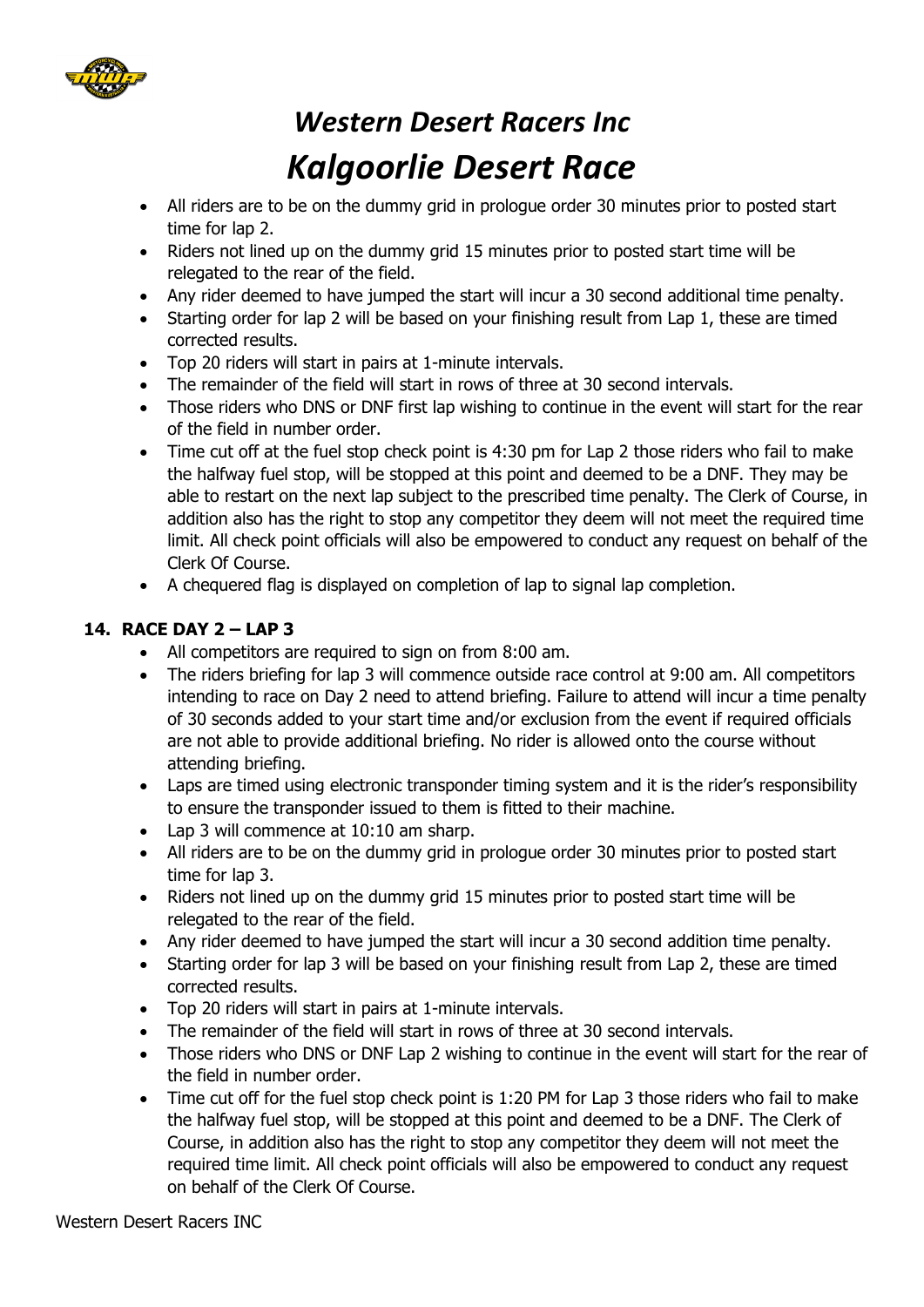- All riders are to be on the dummy grid in prologue order 30 minutes prior to posted start time for lap 2.
- Riders not lined up on the dummy grid 15 minutes prior to posted start time will be relegated to the rear of the field.
- Any rider deemed to have jumped the start will incur a 30 second additional time penalty.
- Starting order for lap 2 will be based on your finishing result from Lap 1, these are timed corrected results.
- Top 20 riders will start in pairs at 1-minute intervals.
- The remainder of the field will start in rows of three at 30 second intervals.
- Those riders who DNS or DNF first lap wishing to continue in the event will start for the rear of the field in number order.
- Time cut off at the fuel stop check point is 4:30 pm for Lap 2 those riders who fail to make the halfway fuel stop, will be stopped at this point and deemed to be a DNF. They may be able to restart on the next lap subject to the prescribed time penalty. The Clerk of Course, in addition also has the right to stop any competitor they deem will not meet the required time limit. All check point officials will also be empowered to conduct any request on behalf of the Clerk Of Course.
- A chequered flag is displayed on completion of lap to signal lap completion.

## 14. RACE DAY 2 – LAP 3

- All competitors are required to sign on from 8:00 am.
- The riders briefing for lap 3 will commence outside race control at 9:00 am. All competitors intending to race on Day 2 need to attend briefing. Failure to attend will incur a time penalty of 30 seconds added to your start time and/or exclusion from the event if required officials are not able to provide additional briefing. No rider is allowed onto the course without attending briefing.
- Laps are timed using electronic transponder timing system and it is the rider's responsibility to ensure the transponder issued to them is fitted to their machine.
- Lap 3 will commence at 10:10 am sharp.
- All riders are to be on the dummy grid in prologue order 30 minutes prior to posted start time for lap 3.
- Riders not lined up on the dummy grid 15 minutes prior to posted start time will be relegated to the rear of the field.
- Any rider deemed to have jumped the start will incur a 30 second addition time penalty.
- Starting order for lap 3 will be based on your finishing result from Lap 2, these are timed corrected results.
- Top 20 riders will start in pairs at 1-minute intervals.
- The remainder of the field will start in rows of three at 30 second intervals.
- Those riders who DNS or DNF Lap 2 wishing to continue in the event will start for the rear of the field in number order.
- Time cut off for the fuel stop check point is 1:20 PM for Lap 3 those riders who fail to make the halfway fuel stop, will be stopped at this point and deemed to be a DNF. The Clerk of Course, in addition also has the right to stop any competitor they deem will not meet the required time limit. All check point officials will also be empowered to conduct any request on behalf of the Clerk Of Course.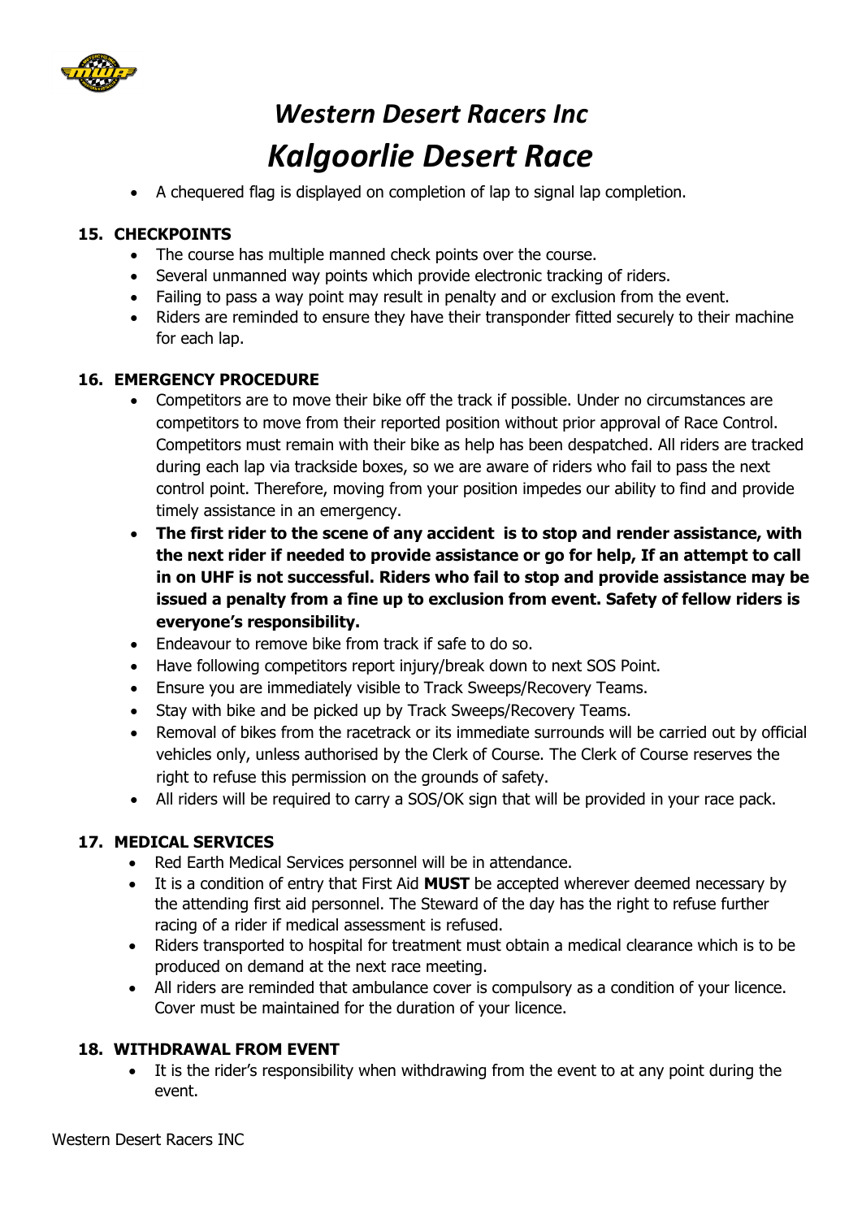# Western Desert Racers Inc

# Kalgoorlie Desert Race

- A chequered flag is displayed on completion of lap to signal lap completion.

## 15. CHECKPOINTS

- The course has multiple manned check points over the course.
- Several unmanned way points which provide electronic tracking of riders.
- Failing to pass a way point may result in penalty and or exclusion from the event.
- Riders are reminded to ensure they have their transponder fitted securely to their machine for each lap.

## 16. EMERGENCY PROCEDURE

- Competitors are to move their bike off the track if possible. Under no circumstances are competitors to move from their reported position without prior approval of Race Control. Competitors must remain with their bike as help has been despatched. All riders are tracked during each lap via trackside boxes, so we are aware of riders who fail to pass the next control point. Therefore, moving from your position impedes our ability to find and provide timely assistance in an emergency.
- **The first rider to the scene of any accident is to stop and render assistance, with the next rider if needed to provide assistance or go for help, If an attempt to call in on UHF is not successful. Riders who fail to stop and provide assistance may be issued a penalty from a fine up to exclusion from event. Safety of fellow riders is everyone's responsibility.**
- Endeavour to remove bike from track if safe to do so.
- Have following competitors report injury/break down to next SOS Point.
- Ensure you are immediately visible to Track Sweeps/Recovery Teams.
- Stay with bike and be picked up by Track Sweeps/Recovery Teams.
- Removal of bikes from the racetrack or its immediate surrounds will be carried out by official vehicles only, unless authorised by the Clerk of Course. The Clerk of Course reserves the right to refuse this permission on the grounds of safety.
- All riders will be required to carry a SOS/OK sign that will be provided in your race pack.

## 17. MEDICAL SERVICES

- Red Earth Medical Services personnel will be in attendance.
- It is a condition of entry that First Aid **MUST** be accepted wherever deemed necessary by the attending first aid personnel. The Steward of the day has the right to refuse further racing of a rider if medical assessment is refused.
- Riders transported to hospital for treatment must obtain a medical clearance which is to be produced on demand at the next race meeting.
- All riders are reminded that ambulance cover is compulsory as a condition of your licence. Cover must be maintained for the duration of your licence.

## 18. WITHDRAWAL FROM EVENT

- It is the rider's responsibility when withdrawing from the event to at any point during the event.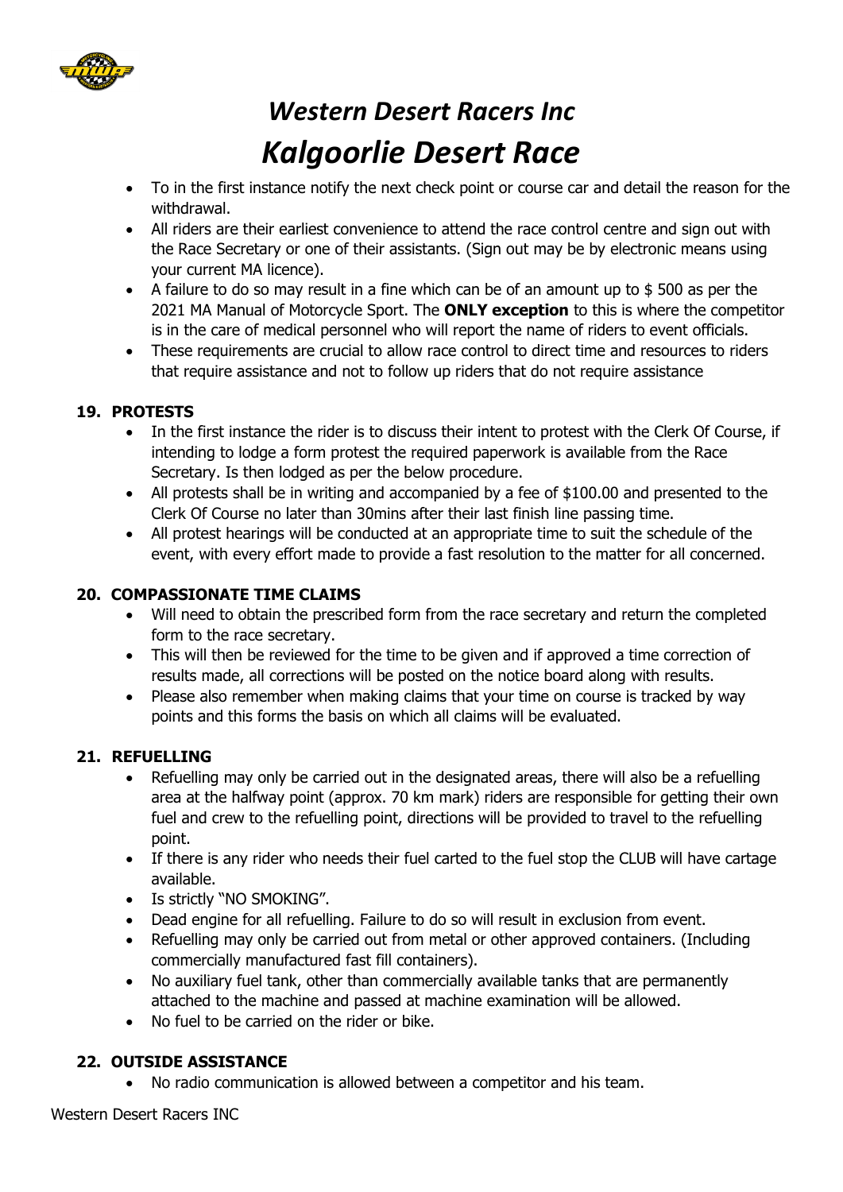- To in the first instance notify the next check point or course car and detail the reason for the withdrawal.
- All riders are their earliest convenience to attend the race control centre and sign out with the Race Secretary or one of their assistants. (Sign out may be by electronic means using your current MA licence).
- A failure to do so may result in a fine which can be of an amount up to $ 500 as per the 2021 MA Manual of Motorcycle Sport. The **ONLY exception** to this is where the competitor is in the care of medical personnel who will report the name of riders to event officials.
- These requirements are crucial to allow race control to direct time and resources to riders that require assistance and not to follow up riders that do not require assistance

## 19. PROTESTS

- In the first instance the rider is to discuss their intent to protest with the Clerk Of Course, if intending to lodge a form protest the required paperwork is available from the Race Secretary. Is then lodged as per the below procedure.
- All protests shall be in writing and accompanied by a fee of $100.00 and presented to the Clerk Of Course no later than 30mins after their last finish line passing time.
- All protest hearings will be conducted at an appropriate time to suit the schedule of the event, with every effort made to provide a fast resolution to the matter for all concerned.

## 20. COMPASSIONATE TIME CLAIMS

- Will need to obtain the prescribed form from the race secretary and return the completed form to the race secretary.
- This will then be reviewed for the time to be given and if approved a time correction of results made, all corrections will be posted on the notice board along with results.
- Please also remember when making claims that your time on course is tracked by way points and this forms the basis on which all claims will be evaluated.

## 21. REFUELLING

- Refuelling may only be carried out in the designated areas, there will also be a refuelling area at the halfway point (approx. 70 km mark) riders are responsible for getting their own fuel and crew to the refuelling point, directions will be provided to travel to the refuelling point.
- If there is any rider who needs their fuel carted to the fuel stop the CLUB will have cartage available.
- Is strictly "NO SMOKING".
- Dead engine for all refuelling. Failure to do so will result in exclusion from event.
- Refuelling may only be carried out from metal or other approved containers. (Including commercially manufactured fast fill containers).
- No auxiliary fuel tank, other than commercially available tanks that are permanently attached to the machine and passed at machine examination will be allowed.
- No fuel to be carried on the rider or bike.

## 22. OUTSIDE ASSISTANCE

- No radio communication is allowed between a competitor and his team.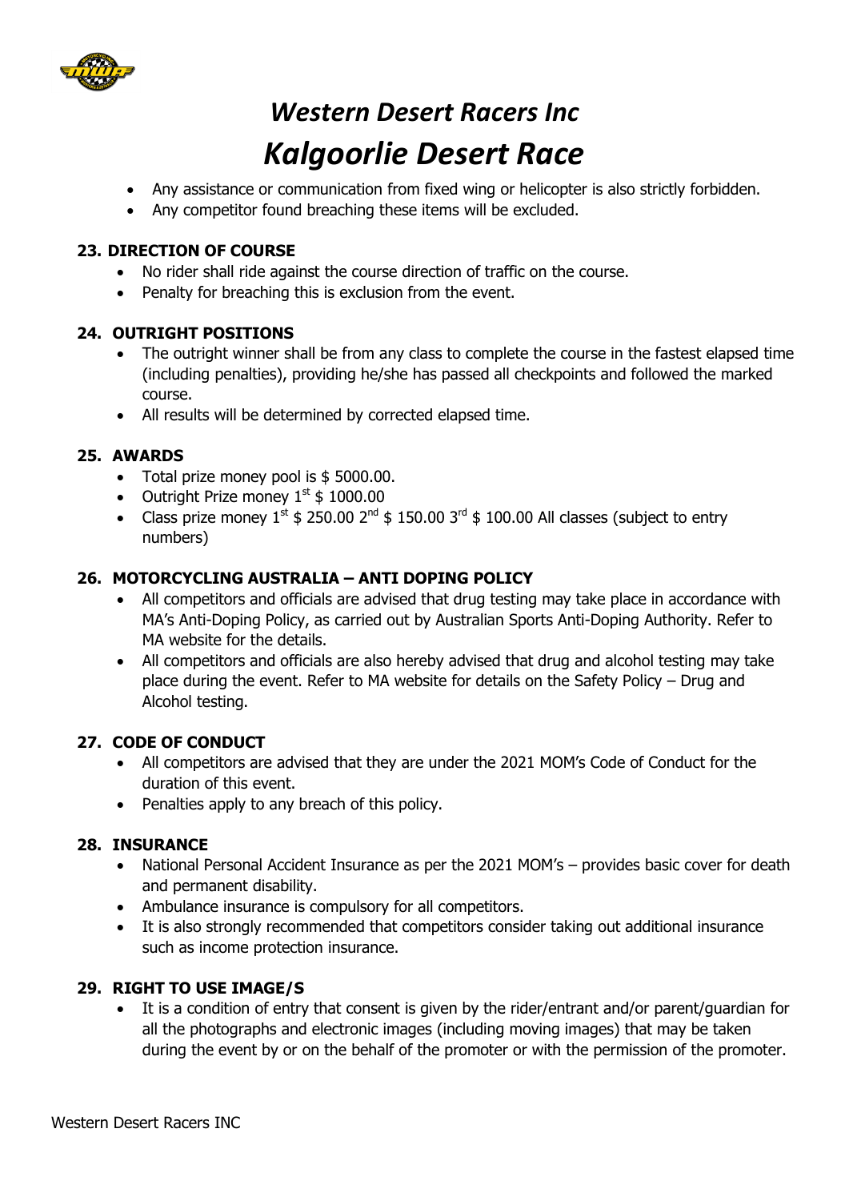# *Western Desert Racers Inc*

# *Kalgoorlie Desert Race*

- Any assistance or communication from fixed wing or helicopter is also strictly forbidden.
- Any competitor found breaching these items will be excluded.

## 23. DIRECTION OF COURSE

- No rider shall ride against the course direction of traffic on the course.
- Penalty for breaching this is exclusion from the event.

## 24. OUTRIGHT POSITIONS

- The outright winner shall be from any class to complete the course in the fastest elapsed time (including penalties), providing he/she has passed all checkpoints and followed the marked course.
- All results will be determined by corrected elapsed time.

## 25. AWARDS

- Total prize money pool is $ 5000.00.
- Outright Prize money 1st $ 1000.00
- Class prize money 1st $ 250.00 2nd $ 150.00 3rd $ 100.00 All classes (subject to entry numbers)

## 26. MOTORCYCLING AUSTRALIA – ANTI DOPING POLICY

- All competitors and officials are advised that drug testing may take place in accordance with MA's Anti-Doping Policy, as carried out by Australian Sports Anti-Doping Authority. Refer to MA website for the details.
- All competitors and officials are also hereby advised that drug and alcohol testing may take place during the event. Refer to MA website for details on the Safety Policy – Drug and Alcohol testing.

## 27. CODE OF CONDUCT

- All competitors are advised that they are under the 2021 MOM's Code of Conduct for the duration of this event.
- Penalties apply to any breach of this policy.

## 28. INSURANCE

- National Personal Accident Insurance as per the 2021 MOM's – provides basic cover for death and permanent disability.
- Ambulance insurance is compulsory for all competitors.
- It is also strongly recommended that competitors consider taking out additional insurance such as income protection insurance.

## 29. RIGHT TO USE IMAGE/S

- It is a condition of entry that consent is given by the rider/entrant and/or parent/guardian for all the photographs and electronic images (including moving images) that may be taken during the event by or on the behalf of the promoter or with the permission of the promoter.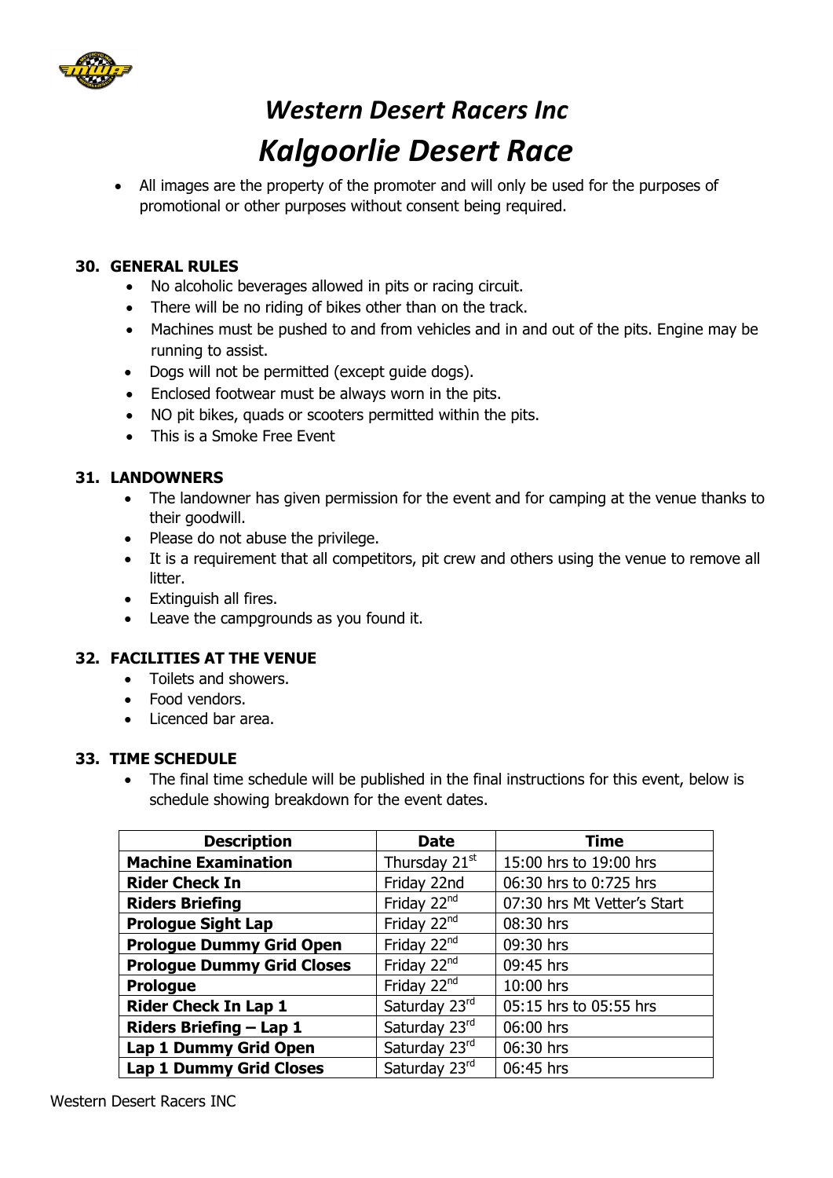# Western Desert Racers Inc

# Kalgoorlie Desert Race

- All images are the property of the promoter and will only be used for the purposes of promotional or other purposes without consent being required.

## 30. GENERAL RULES

- No alcoholic beverages allowed in pits or racing circuit.
- There will be no riding of bikes other than on the track.
- Machines must be pushed to and from vehicles and in and out of the pits. Engine may be running to assist.
- Dogs will not be permitted (except guide dogs).
- Enclosed footwear must be always worn in the pits.
- NO pit bikes, quads or scooters permitted within the pits.
- This is a Smoke Free Event

## 31. LANDOWNERS

- The landowner has given permission for the event and for camping at the venue thanks to their goodwill.
- Please do not abuse the privilege.
- It is a requirement that all competitors, pit crew and others using the venue to remove all litter.
- Extinguish all fires.
- Leave the campgrounds as you found it.

## 32. FACILITIES AT THE VENUE

- Toilets and showers.
- Food vendors.
- Licenced bar area.

## 33. TIME SCHEDULE

- The final time schedule will be published in the final instructions for this event, below is schedule showing breakdown for the event dates.

| Description | Date | Time |
|---|---|---|
| **Machine Examination** | Thursday 21st | 15:00 hrs to 19:00 hrs |
| **Rider Check In** | Friday 22nd | 06:30 hrs to 0:725 hrs |
| **Riders Briefing** | Friday 22nd | 07:30 hrs Mt Vetter's Start |
| **Prologue Sight Lap** | Friday 22nd | 08:30 hrs |
| **Prologue Dummy Grid Open** | Friday 22nd | 09:30 hrs |
| **Prologue Dummy Grid Closes** | Friday 22nd | 09:45 hrs |
| **Prologue** | Friday 22nd | 10:00 hrs |
| **Rider Check In Lap 1** | Saturday 23rd | 05:15 hrs to 05:55 hrs |
| **Riders Briefing – Lap 1** | Saturday 23rd | 06:00 hrs |
| **Lap 1 Dummy Grid Open** | Saturday 23rd | 06:30 hrs |
| **Lap 1 Dummy Grid Closes** | Saturday 23rd | 06:45 hrs |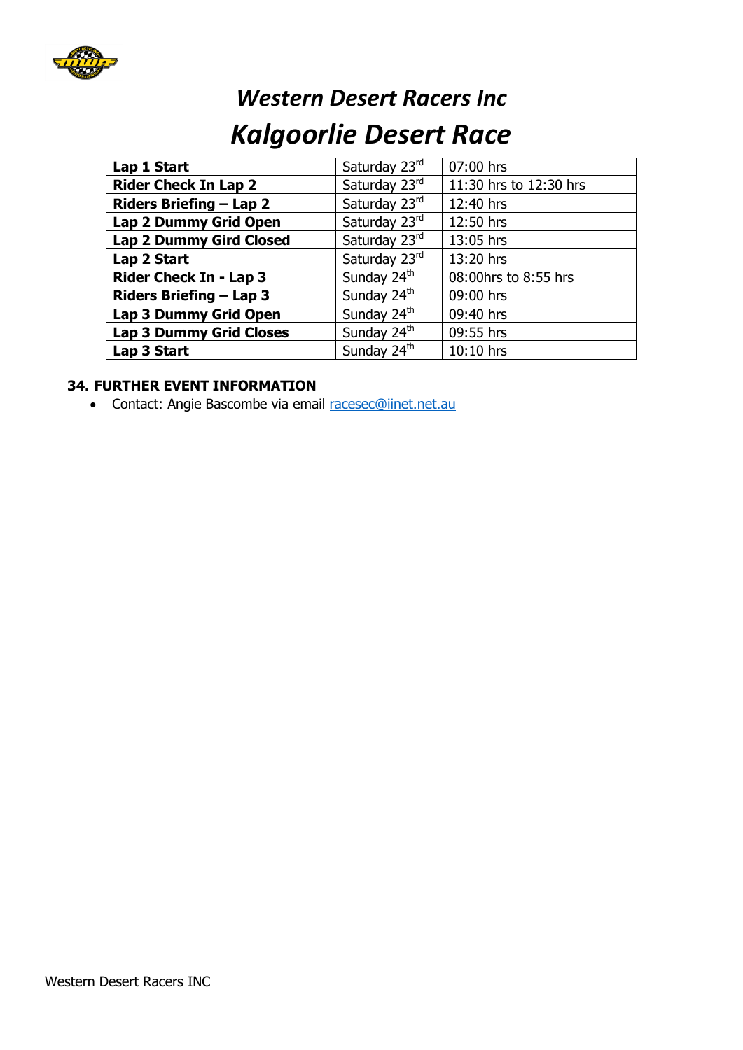# Western Desert Racers Inc

# Kalgoorlie Desert Race

| | | |
|---|---|---|
| **Lap 1 Start** | Saturday 23rd | 07:00 hrs |
| **Rider Check In Lap 2** | Saturday 23rd | 11:30 hrs to 12:30 hrs |
| **Riders Briefing – Lap 2** | Saturday 23rd | 12:40 hrs |
| **Lap 2 Dummy Grid Open** | Saturday 23rd | 12:50 hrs |
| **Lap 2 Dummy Gird Closed** | Saturday 23rd | 13:05 hrs |
| **Lap 2 Start** | Saturday 23rd | 13:20 hrs |
| **Rider Check In - Lap 3** | Sunday 24th | 08:00hrs to 8:55 hrs |
| **Riders Briefing – Lap 3** | Sunday 24th | 09:00 hrs |
| **Lap 3 Dummy Grid Open** | Sunday 24th | 09:40 hrs |
| **Lap 3 Dummy Grid Closes** | Sunday 24th | 09:55 hrs |
| **Lap 3 Start** | Sunday 24th | 10:10 hrs |

### 34. FURTHER EVENT INFORMATION

- Contact: Angie Bascombe via email racesec@iinet.net.au